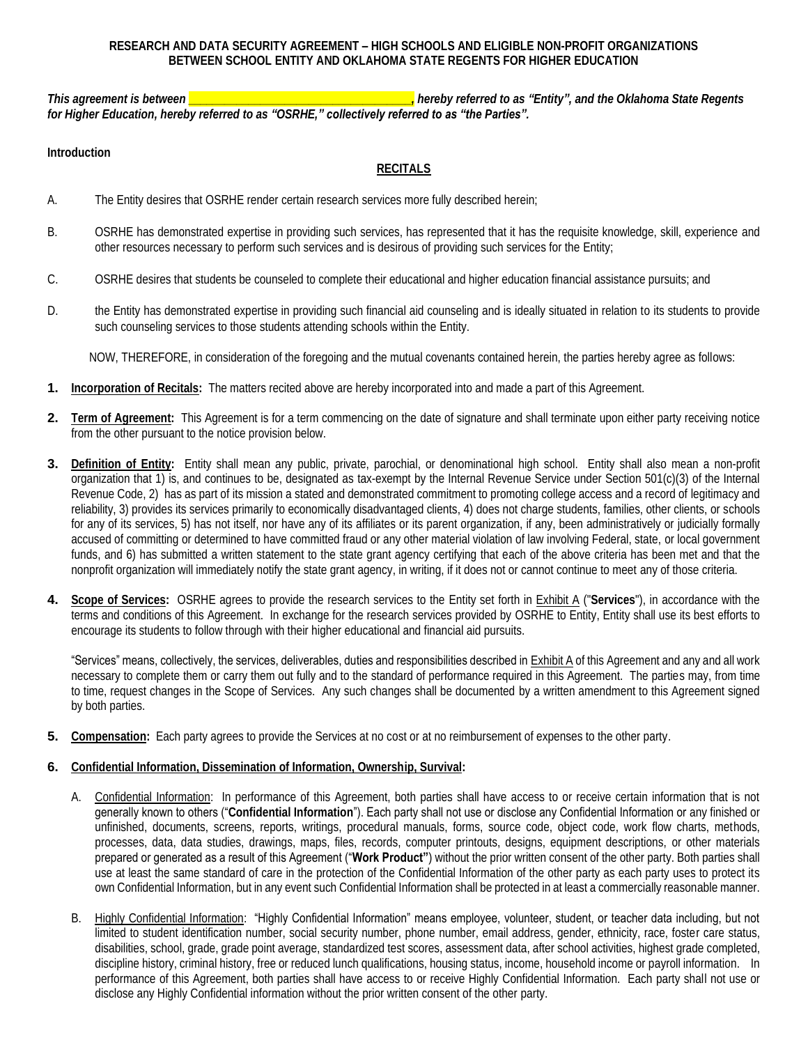**RESEARCH AND DATA SECURITY AGREEMENT – HIGH SCHOOLS AND ELIGIBLE NON-PROFIT ORGANIZATIONS BETWEEN SCHOOL ENTITY AND OKLAHOMA STATE REGENTS FOR HIGHER EDUCATION**

***This agreement is between \_\_\_\_\_\_\_\_\_\_\_\_\_\_\_\_\_\_\_\_\_\_\_\_\_\_\_\_\_\_\_\_\_\_\_\_\_\_, hereby referred to as "Entity", and the Oklahoma State Regents for Higher Education, hereby referred to as "OSRHE," collectively referred to as "the Parties".***

**Introduction**

**RECITALS**

A. The Entity desires that OSRHE render certain research services more fully described herein;

B. OSRHE has demonstrated expertise in providing such services, has represented that it has the requisite knowledge, skill, experience and other resources necessary to perform such services and is desirous of providing such services for the Entity;

C. OSRHE desires that students be counseled to complete their educational and higher education financial assistance pursuits; and

D. the Entity has demonstrated expertise in providing such financial aid counseling and is ideally situated in relation to its students to provide such counseling services to those students attending schools within the Entity.

NOW, THEREFORE, in consideration of the foregoing and the mutual covenants contained herein, the parties hereby agree as follows:

**1.** **Incorporation of Recitals:** The matters recited above are hereby incorporated into and made a part of this Agreement.

**2.** **Term of Agreement:** This Agreement is for a term commencing on the date of signature and shall terminate upon either party receiving notice from the other pursuant to the notice provision below.

**3.** **Definition of Entity:** Entity shall mean any public, private, parochial, or denominational high school. Entity shall also mean a non-profit organization that 1) is, and continues to be, designated as tax-exempt by the Internal Revenue Service under Section 501(c)(3) of the Internal Revenue Code, 2) has as part of its mission a stated and demonstrated commitment to promoting college access and a record of legitimacy and reliability, 3) provides its services primarily to economically disadvantaged clients, 4) does not charge students, families, other clients, or schools for any of its services, 5) has not itself, nor have any of its affiliates or its parent organization, if any, been administratively or judicially formally accused of committing or determined to have committed fraud or any other material violation of law involving Federal, state, or local government funds, and 6) has submitted a written statement to the state grant agency certifying that each of the above criteria has been met and that the nonprofit organization will immediately notify the state grant agency, in writing, if it does not or cannot continue to meet any of those criteria.

**4.** **Scope of Services:** OSRHE agrees to provide the research services to the Entity set forth in Exhibit A ("**Services**"), in accordance with the terms and conditions of this Agreement. In exchange for the research services provided by OSRHE to Entity, Entity shall use its best efforts to encourage its students to follow through with their higher educational and financial aid pursuits.

"Services" means, collectively, the services, deliverables, duties and responsibilities described in Exhibit A of this Agreement and any and all work necessary to complete them or carry them out fully and to the standard of performance required in this Agreement. The parties may, from time to time, request changes in the Scope of Services. Any such changes shall be documented by a written amendment to this Agreement signed by both parties.

**5.** **Compensation:** Each party agrees to provide the Services at no cost or at no reimbursement of expenses to the other party.

**6.** **Confidential Information, Dissemination of Information, Ownership, Survival:**

A. Confidential Information: In performance of this Agreement, both parties shall have access to or receive certain information that is not generally known to others ("**Confidential Information**"). Each party shall not use or disclose any Confidential Information or any finished or unfinished, documents, screens, reports, writings, procedural manuals, forms, source code, object code, work flow charts, methods, processes, data, data studies, drawings, maps, files, records, computer printouts, designs, equipment descriptions, or other materials prepared or generated as a result of this Agreement ("**Work Product"**) without the prior written consent of the other party. Both parties shall use at least the same standard of care in the protection of the Confidential Information of the other party as each party uses to protect its own Confidential Information, but in any event such Confidential Information shall be protected in at least a commercially reasonable manner.

B. Highly Confidential Information: "Highly Confidential Information" means employee, volunteer, student, or teacher data including, but not limited to student identification number, social security number, phone number, email address, gender, ethnicity, race, foster care status, disabilities, school, grade, grade point average, standardized test scores, assessment data, after school activities, highest grade completed, discipline history, criminal history, free or reduced lunch qualifications, housing status, income, household income or payroll information. In performance of this Agreement, both parties shall have access to or receive Highly Confidential Information. Each party shall not use or disclose any Highly Confidential information without the prior written consent of the other party.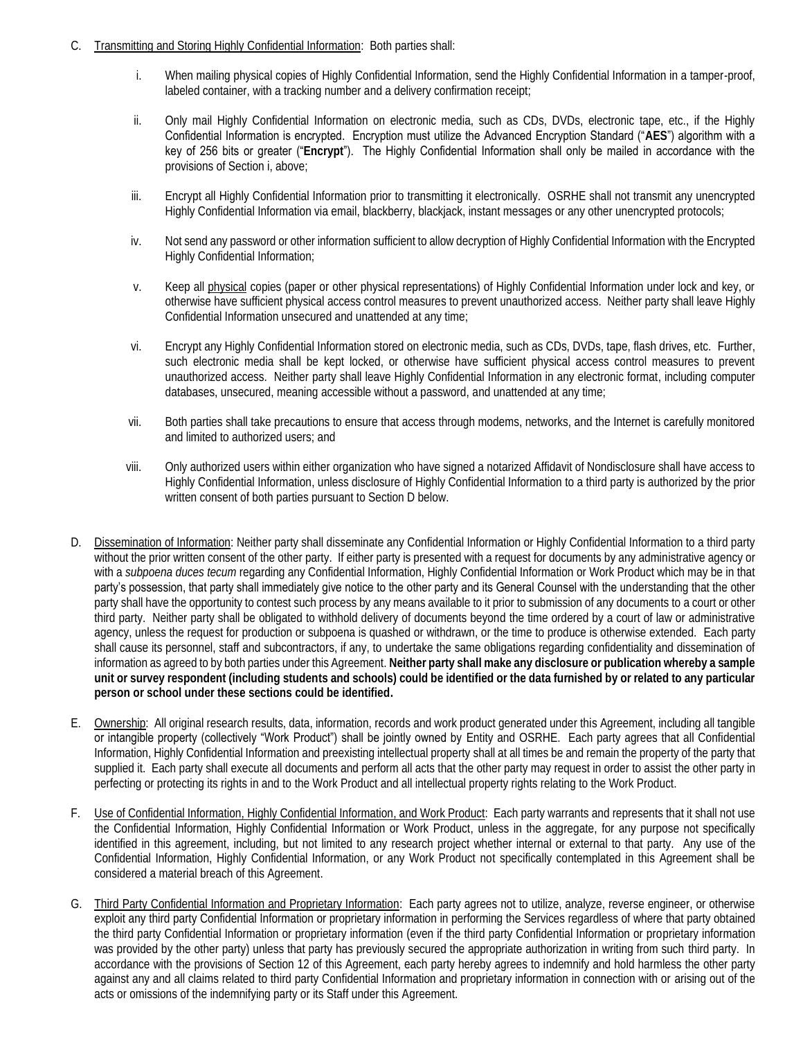C. <u>Transmitting and Storing Highly Confidential Information</u>: Both parties shall:

i. When mailing physical copies of Highly Confidential Information, send the Highly Confidential Information in a tamper-proof, labeled container, with a tracking number and a delivery confirmation receipt;

ii. Only mail Highly Confidential Information on electronic media, such as CDs, DVDs, electronic tape, etc., if the Highly Confidential Information is encrypted. Encryption must utilize the Advanced Encryption Standard ("**AES**") algorithm with a key of 256 bits or greater ("**Encrypt**"). The Highly Confidential Information shall only be mailed in accordance with the provisions of Section i, above;

iii. Encrypt all Highly Confidential Information prior to transmitting it electronically. OSRHE shall not transmit any unencrypted Highly Confidential Information via email, blackberry, blackjack, instant messages or any other unencrypted protocols;

iv. Not send any password or other information sufficient to allow decryption of Highly Confidential Information with the Encrypted Highly Confidential Information;

v. Keep all <u>physical</u> copies (paper or other physical representations) of Highly Confidential Information under lock and key, or otherwise have sufficient physical access control measures to prevent unauthorized access. Neither party shall leave Highly Confidential Information unsecured and unattended at any time;

vi. Encrypt any Highly Confidential Information stored on electronic media, such as CDs, DVDs, tape, flash drives, etc. Further, such electronic media shall be kept locked, or otherwise have sufficient physical access control measures to prevent unauthorized access. Neither party shall leave Highly Confidential Information in any electronic format, including computer databases, unsecured, meaning accessible without a password, and unattended at any time;

vii. Both parties shall take precautions to ensure that access through modems, networks, and the Internet is carefully monitored and limited to authorized users; and

viii. Only authorized users within either organization who have signed a notarized Affidavit of Nondisclosure shall have access to Highly Confidential Information, unless disclosure of Highly Confidential Information to a third party is authorized by the prior written consent of both parties pursuant to Section D below.

D. <u>Dissemination of Information</u>: Neither party shall disseminate any Confidential Information or Highly Confidential Information to a third party without the prior written consent of the other party. If either party is presented with a request for documents by any administrative agency or with a *subpoena duces tecum* regarding any Confidential Information, Highly Confidential Information or Work Product which may be in that party's possession, that party shall immediately give notice to the other party and its General Counsel with the understanding that the other party shall have the opportunity to contest such process by any means available to it prior to submission of any documents to a court or other third party. Neither party shall be obligated to withhold delivery of documents beyond the time ordered by a court of law or administrative agency, unless the request for production or subpoena is quashed or withdrawn, or the time to produce is otherwise extended. Each party shall cause its personnel, staff and subcontractors, if any, to undertake the same obligations regarding confidentiality and dissemination of information as agreed to by both parties under this Agreement. **Neither party shall make any disclosure or publication whereby a sample unit or survey respondent (including students and schools) could be identified or the data furnished by or related to any particular person or school under these sections could be identified.**

E. <u>Ownership</u>: All original research results, data, information, records and work product generated under this Agreement, including all tangible or intangible property (collectively "Work Product") shall be jointly owned by Entity and OSRHE. Each party agrees that all Confidential Information, Highly Confidential Information and preexisting intellectual property shall at all times be and remain the property of the party that supplied it. Each party shall execute all documents and perform all acts that the other party may request in order to assist the other party in perfecting or protecting its rights in and to the Work Product and all intellectual property rights relating to the Work Product.

F. <u>Use of Confidential Information, Highly Confidential Information, and Work Product</u>: Each party warrants and represents that it shall not use the Confidential Information, Highly Confidential Information or Work Product, unless in the aggregate, for any purpose not specifically identified in this agreement, including, but not limited to any research project whether internal or external to that party. Any use of the Confidential Information, Highly Confidential Information, or any Work Product not specifically contemplated in this Agreement shall be considered a material breach of this Agreement.

G. <u>Third Party Confidential Information and Proprietary Information</u>: Each party agrees not to utilize, analyze, reverse engineer, or otherwise exploit any third party Confidential Information or proprietary information in performing the Services regardless of where that party obtained the third party Confidential Information or proprietary information (even if the third party Confidential Information or proprietary information was provided by the other party) unless that party has previously secured the appropriate authorization in writing from such third party. In accordance with the provisions of Section 12 of this Agreement, each party hereby agrees to indemnify and hold harmless the other party against any and all claims related to third party Confidential Information and proprietary information in connection with or arising out of the acts or omissions of the indemnifying party or its Staff under this Agreement.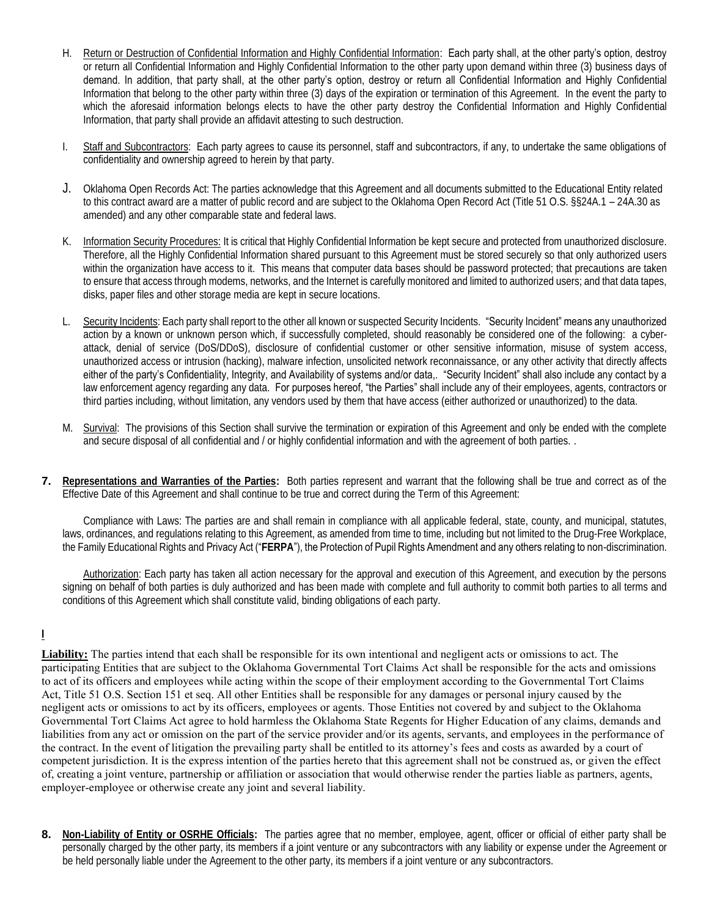H. Return or Destruction of Confidential Information and Highly Confidential Information: Each party shall, at the other party's option, destroy or return all Confidential Information and Highly Confidential Information to the other party upon demand within three (3) business days of demand. In addition, that party shall, at the other party's option, destroy or return all Confidential Information and Highly Confidential Information that belong to the other party within three (3) days of the expiration or termination of this Agreement. In the event the party to which the aforesaid information belongs elects to have the other party destroy the Confidential Information and Highly Confidential Information, that party shall provide an affidavit attesting to such destruction.

I. Staff and Subcontractors: Each party agrees to cause its personnel, staff and subcontractors, if any, to undertake the same obligations of confidentiality and ownership agreed to herein by that party.

J. Oklahoma Open Records Act: The parties acknowledge that this Agreement and all documents submitted to the Educational Entity related to this contract award are a matter of public record and are subject to the Oklahoma Open Record Act (Title 51 O.S. §§24A.1 – 24A.30 as amended) and any other comparable state and federal laws.

K. Information Security Procedures: It is critical that Highly Confidential Information be kept secure and protected from unauthorized disclosure. Therefore, all the Highly Confidential Information shared pursuant to this Agreement must be stored securely so that only authorized users within the organization have access to it. This means that computer data bases should be password protected; that precautions are taken to ensure that access through modems, networks, and the Internet is carefully monitored and limited to authorized users; and that data tapes, disks, paper files and other storage media are kept in secure locations.

L. Security Incidents: Each party shall report to the other all known or suspected Security Incidents. "Security Incident" means any unauthorized action by a known or unknown person which, if successfully completed, should reasonably be considered one of the following: a cyber-attack, denial of service (DoS/DDoS), disclosure of confidential customer or other sensitive information, misuse of system access, unauthorized access or intrusion (hacking), malware infection, unsolicited network reconnaissance, or any other activity that directly affects either of the party's Confidentiality, Integrity, and Availability of systems and/or data,. "Security Incident" shall also include any contact by a law enforcement agency regarding any data. For purposes hereof, "the Parties" shall include any of their employees, agents, contractors or third parties including, without limitation, any vendors used by them that have access (either authorized or unauthorized) to the data.

M. Survival: The provisions of this Section shall survive the termination or expiration of this Agreement and only be ended with the complete and secure disposal of all confidential and / or highly confidential information and with the agreement of both parties. .

**7. Representations and Warranties of the Parties:** Both parties represent and warrant that the following shall be true and correct as of the Effective Date of this Agreement and shall continue to be true and correct during the Term of this Agreement:

Compliance with Laws: The parties are and shall remain in compliance with all applicable federal, state, county, and municipal, statutes, laws, ordinances, and regulations relating to this Agreement, as amended from time to time, including but not limited to the Drug-Free Workplace, the Family Educational Rights and Privacy Act ("**FERPA**"), the Protection of Pupil Rights Amendment and any others relating to non-discrimination.

Authorization: Each party has taken all action necessary for the approval and execution of this Agreement, and execution by the persons signing on behalf of both parties is duly authorized and has been made with complete and full authority to commit both parties to all terms and conditions of this Agreement which shall constitute valid, binding obligations of each party.

**I**

**Liability:** The parties intend that each shall be responsible for its own intentional and negligent acts or omissions to act. The participating Entities that are subject to the Oklahoma Governmental Tort Claims Act shall be responsible for the acts and omissions to act of its officers and employees while acting within the scope of their employment according to the Governmental Tort Claims Act, Title 51 O.S. Section 151 et seq. All other Entities shall be responsible for any damages or personal injury caused by the negligent acts or omissions to act by its officers, employees or agents. Those Entities not covered by and subject to the Oklahoma Governmental Tort Claims Act agree to hold harmless the Oklahoma State Regents for Higher Education of any claims, demands and liabilities from any act or omission on the part of the service provider and/or its agents, servants, and employees in the performance of the contract. In the event of litigation the prevailing party shall be entitled to its attorney's fees and costs as awarded by a court of competent jurisdiction. It is the express intention of the parties hereto that this agreement shall not be construed as, or given the effect of, creating a joint venture, partnership or affiliation or association that would otherwise render the parties liable as partners, agents, employer-employee or otherwise create any joint and several liability.

**8. Non-Liability of Entity or OSRHE Officials:** The parties agree that no member, employee, agent, officer or official of either party shall be personally charged by the other party, its members if a joint venture or any subcontractors with any liability or expense under the Agreement or be held personally liable under the Agreement to the other party, its members if a joint venture or any subcontractors.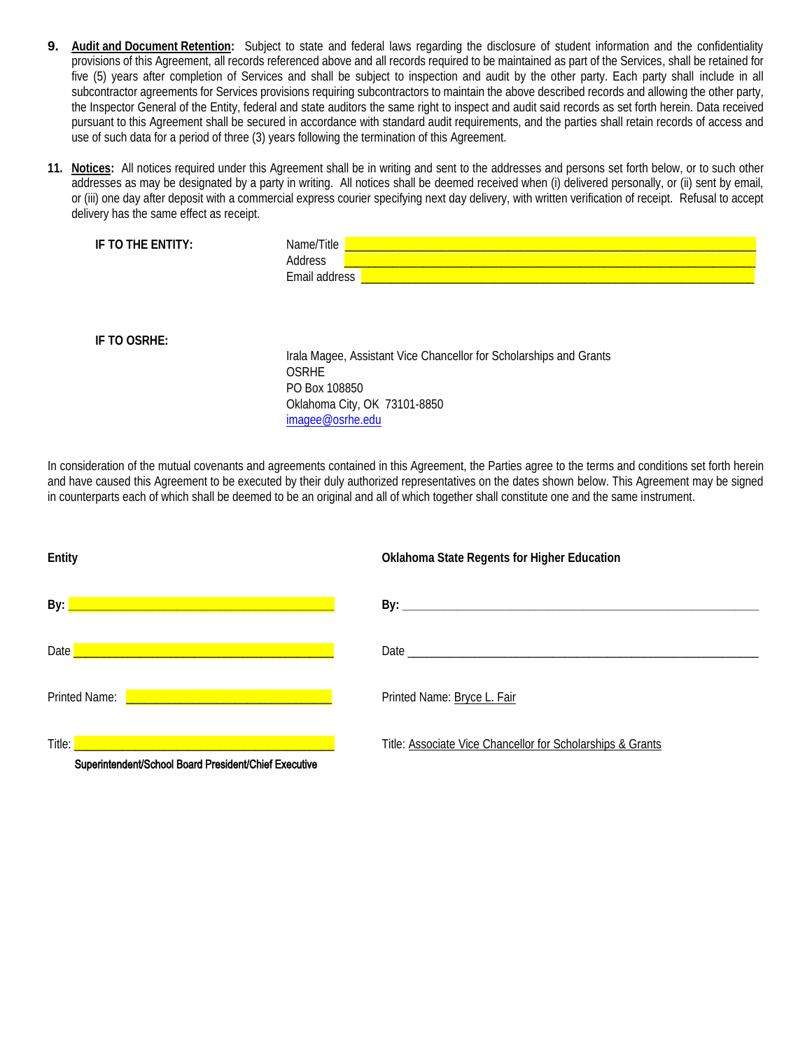9. **Audit and Document Retention:** Subject to state and federal laws regarding the disclosure of student information and the confidentiality provisions of this Agreement, all records referenced above and all records required to be maintained as part of the Services, shall be retained for five (5) years after completion of Services and shall be subject to inspection and audit by the other party. Each party shall include in all subcontractor agreements for Services provisions requiring subcontractors to maintain the above described records and allowing the other party, the Inspector General of the Entity, federal and state auditors the same right to inspect and audit said records as set forth herein. Data received pursuant to this Agreement shall be secured in accordance with standard audit requirements, and the parties shall retain records of access and use of such data for a period of three (3) years following the termination of this Agreement.

11. **Notices:** All notices required under this Agreement shall be in writing and sent to the addresses and persons set forth below, or to such other addresses as may be designated by a party in writing. All notices shall be deemed received when (i) delivered personally, or (ii) sent by email, or (iii) one day after deposit with a commercial express courier specifying next day delivery, with written verification of receipt. Refusal to accept delivery has the same effect as receipt.

**IF TO THE ENTITY:**

Name/Title ______________________________________________

Address ______________________________________________

Email address ______________________________________________

**IF TO OSRHE:**

Irala Magee, Assistant Vice Chancellor for Scholarships and Grants
OSRHE
PO Box 108850
Oklahoma City, OK 73101-8850
imagee@osrhe.edu

In consideration of the mutual covenants and agreements contained in this Agreement, the Parties agree to the terms and conditions set forth herein and have caused this Agreement to be executed by their duly authorized representatives on the dates shown below. This Agreement may be signed in counterparts each of which shall be deemed to be an original and all of which together shall constitute one and the same instrument.

| **Entity** | **Oklahoma State Regents for Higher Education** |
|---|---|
| **By:** ______________________________ | **By:** ______________________________ |
| Date ______________________________ | Date ______________________________ |
| Printed Name: ______________________________ | Printed Name: Bryce L. Fair |
| Title: ______________________________<br>**Superintendent/School Board President/Chief Executive** | Title: Associate Vice Chancellor for Scholarships & Grants |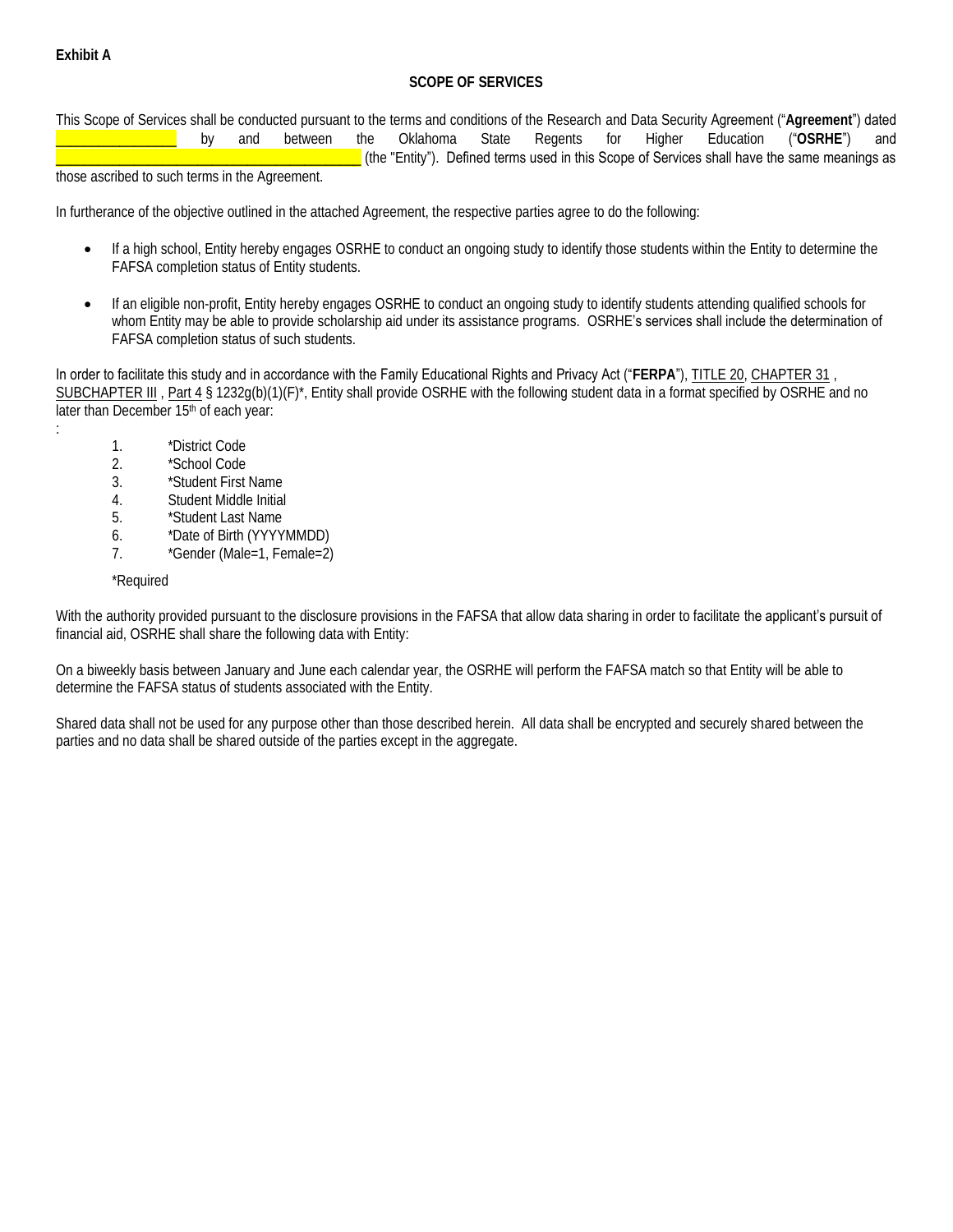**Exhibit A**

**SCOPE OF SERVICES**

This Scope of Services shall be conducted pursuant to the terms and conditions of the Research and Data Security Agreement ("**Agreement**") dated _________________ by and between the Oklahoma State Regents for Higher Education ("**OSRHE**") and ________________________________________ (the "Entity"). Defined terms used in this Scope of Services shall have the same meanings as those ascribed to such terms in the Agreement.

In furtherance of the objective outlined in the attached Agreement, the respective parties agree to do the following:

- If a high school, Entity hereby engages OSRHE to conduct an ongoing study to identify those students within the Entity to determine the FAFSA completion status of Entity students.
- If an eligible non-profit, Entity hereby engages OSRHE to conduct an ongoing study to identify students attending qualified schools for whom Entity may be able to provide scholarship aid under its assistance programs. OSRHE's services shall include the determination of FAFSA completion status of such students.

In order to facilitate this study and in accordance with the Family Educational Rights and Privacy Act ("**FERPA**"), TITLE 20, CHAPTER 31 , SUBCHAPTER III , Part 4 § 1232g(b)(1)(F)*, Entity shall provide OSRHE with the following student data in a format specified by OSRHE and no later than December 15th of each year:

:

1. *District Code
2. *School Code
3. *Student First Name
4. Student Middle Initial
5. *Student Last Name
6. *Date of Birth (YYYYMMDD)
7. *Gender (Male=1, Female=2)

*Required

With the authority provided pursuant to the disclosure provisions in the FAFSA that allow data sharing in order to facilitate the applicant's pursuit of financial aid, OSRHE shall share the following data with Entity:

On a biweekly basis between January and June each calendar year, the OSRHE will perform the FAFSA match so that Entity will be able to determine the FAFSA status of students associated with the Entity.

Shared data shall not be used for any purpose other than those described herein. All data shall be encrypted and securely shared between the parties and no data shall be shared outside of the parties except in the aggregate.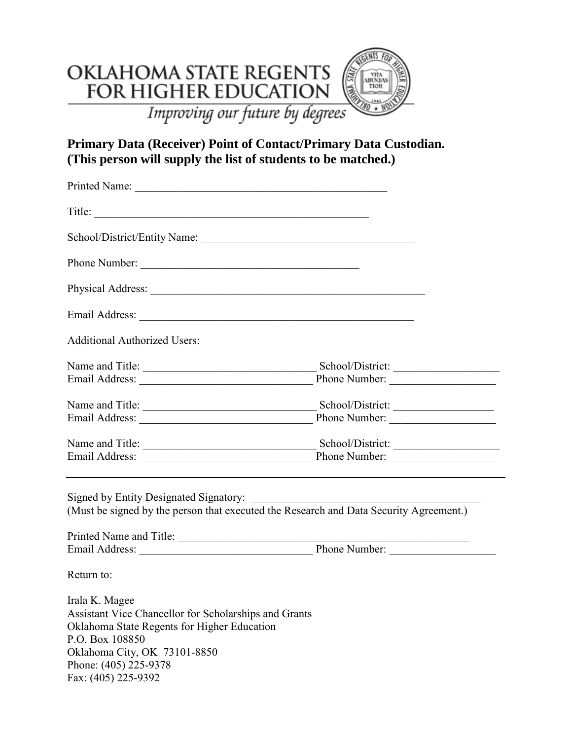OKLAHOMA STATE REGENTS FOR HIGHER EDUCATION

*Improving our future by degrees*

## Primary Data (Receiver) Point of Contact/Primary Data Custodian. (This person will supply the list of students to be matched.)

Printed Name: _______________________________________________

Title: ___________________________________________________

School/District/Entity Name: ________________________________________

Phone Number: ________________________________________

Physical Address: ___________________________________________________

Email Address: ___________________________________________________

Additional Authorized Users:

Name and Title: ________________________________ School/District: __________________
Email Address: ________________________________ Phone Number: __________________

Name and Title: ________________________________ School/District: __________________
Email Address: ________________________________ Phone Number: __________________

Name and Title: ________________________________ School/District: __________________
Email Address: ________________________________ Phone Number: __________________

---

Signed by Entity Designated Signatory: ________________________________________
(Must be signed by the person that executed the Research and Data Security Agreement.)

Printed Name and Title: ______________________________________________________
Email Address: ________________________________ Phone Number: __________________

Return to:

Irala K. Magee
Assistant Vice Chancellor for Scholarships and Grants
Oklahoma State Regents for Higher Education
P.O. Box 108850
Oklahoma City, OK 73101-8850
Phone: (405) 225-9378
Fax: (405) 225-9392